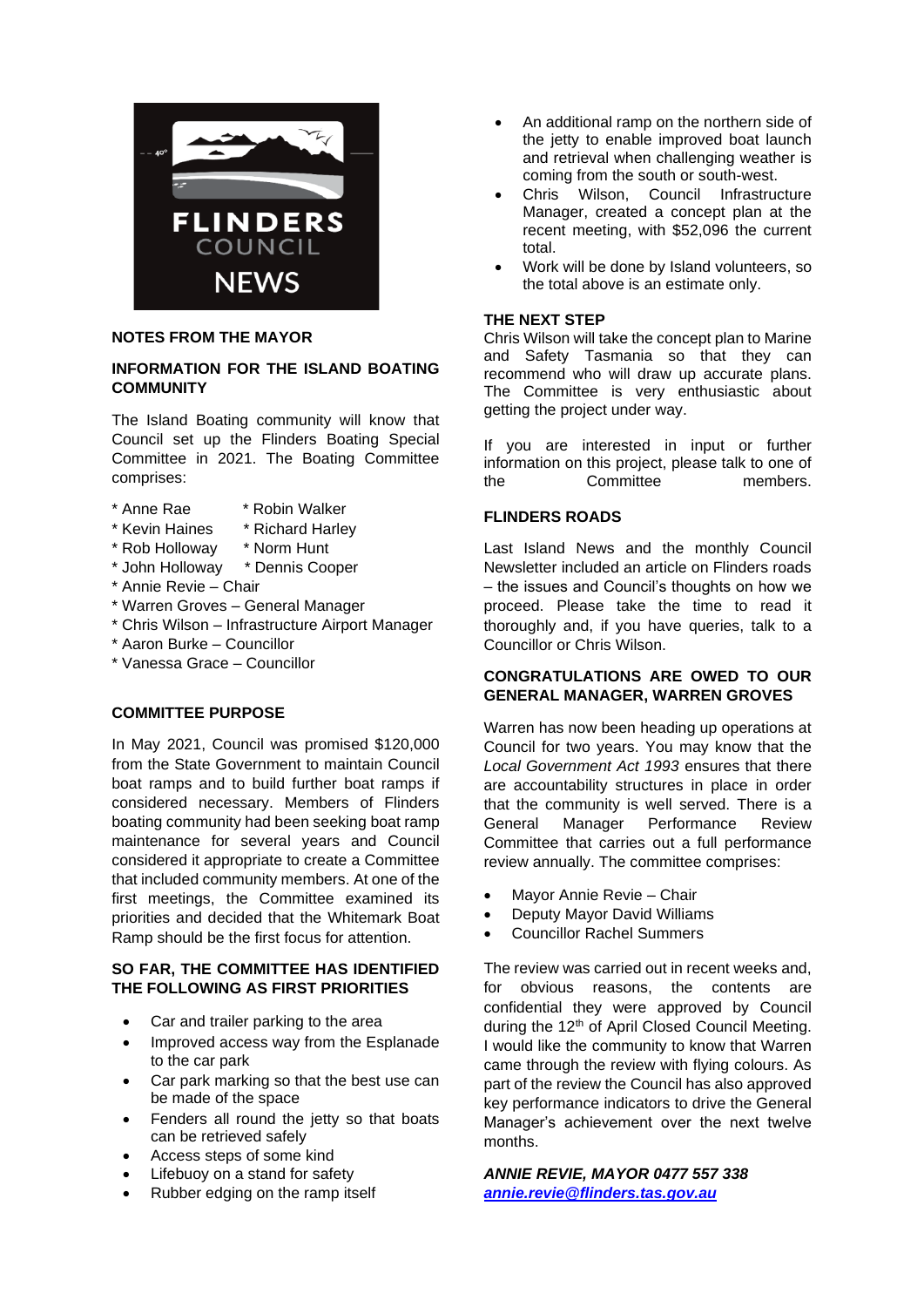# FLINDERS COUNCIL NEWS

## NOTES FROM THE MAYOR

### INFORMATION FOR THE ISLAND BOATING COMMUNITY

The Island Boating community will know that Council set up the Flinders Boating Special Committee in 2021. The Boating Committee comprises:

* Anne Rae
* Kevin Haines
* Rob Holloway
* John Holloway
* Robin Walker
* Richard Harley
* Norm Hunt
* Dennis Cooper
* Annie Revie – Chair
* Warren Groves – General Manager
* Chris Wilson – Infrastructure Airport Manager
* Aaron Burke – Councillor
* Vanessa Grace – Councillor

### COMMITTEE PURPOSE

In May 2021, Council was promised $120,000 from the State Government to maintain Council boat ramps and to build further boat ramps if considered necessary. Members of Flinders boating community had been seeking boat ramp maintenance for several years and Council considered it appropriate to create a Committee that included community members. At one of the first meetings, the Committee examined its priorities and decided that the Whitemark Boat Ramp should be the first focus for attention.

### SO FAR, THE COMMITTEE HAS IDENTIFIED THE FOLLOWING AS FIRST PRIORITIES

- Car and trailer parking to the area
- Improved access way from the Esplanade to the car park
- Car park marking so that the best use can be made of the space
- Fenders all round the jetty so that boats can be retrieved safely
- Access steps of some kind
- Lifebuoy on a stand for safety
- Rubber edging on the ramp itself
- An additional ramp on the northern side of the jetty to enable improved boat launch and retrieval when challenging weather is coming from the south or south-west.
- Chris Wilson, Council Infrastructure Manager, created a concept plan at the recent meeting, with $52,096 the current total.
- Work will be done by Island volunteers, so the total above is an estimate only.

### THE NEXT STEP

Chris Wilson will take the concept plan to Marine and Safety Tasmania so that they can recommend who will draw up accurate plans. The Committee is very enthusiastic about getting the project under way.

If you are interested in input or further information on this project, please talk to one of the Committee members.

### FLINDERS ROADS

Last Island News and the monthly Council Newsletter included an article on Flinders roads – the issues and Council's thoughts on how we proceed. Please take the time to read it thoroughly and, if you have queries, talk to a Councillor or Chris Wilson.

### CONGRATULATIONS ARE OWED TO OUR GENERAL MANAGER, WARREN GROVES

Warren has now been heading up operations at Council for two years. You may know that the *Local Government Act 1993* ensures that there are accountability structures in place in order that the community is well served. There is a General Manager Performance Review Committee that carries out a full performance review annually. The committee comprises:

- Mayor Annie Revie – Chair
- Deputy Mayor David Williams
- Councillor Rachel Summers

The review was carried out in recent weeks and, for obvious reasons, the contents are confidential they were approved by Council during the 12th of April Closed Council Meeting. I would like the community to know that Warren came through the review with flying colours. As part of the review the Council has also approved key performance indicators to drive the General Manager's achievement over the next twelve months.

***ANNIE REVIE, MAYOR 0477 557 338***
***annie.revie@flinders.tas.gov.au***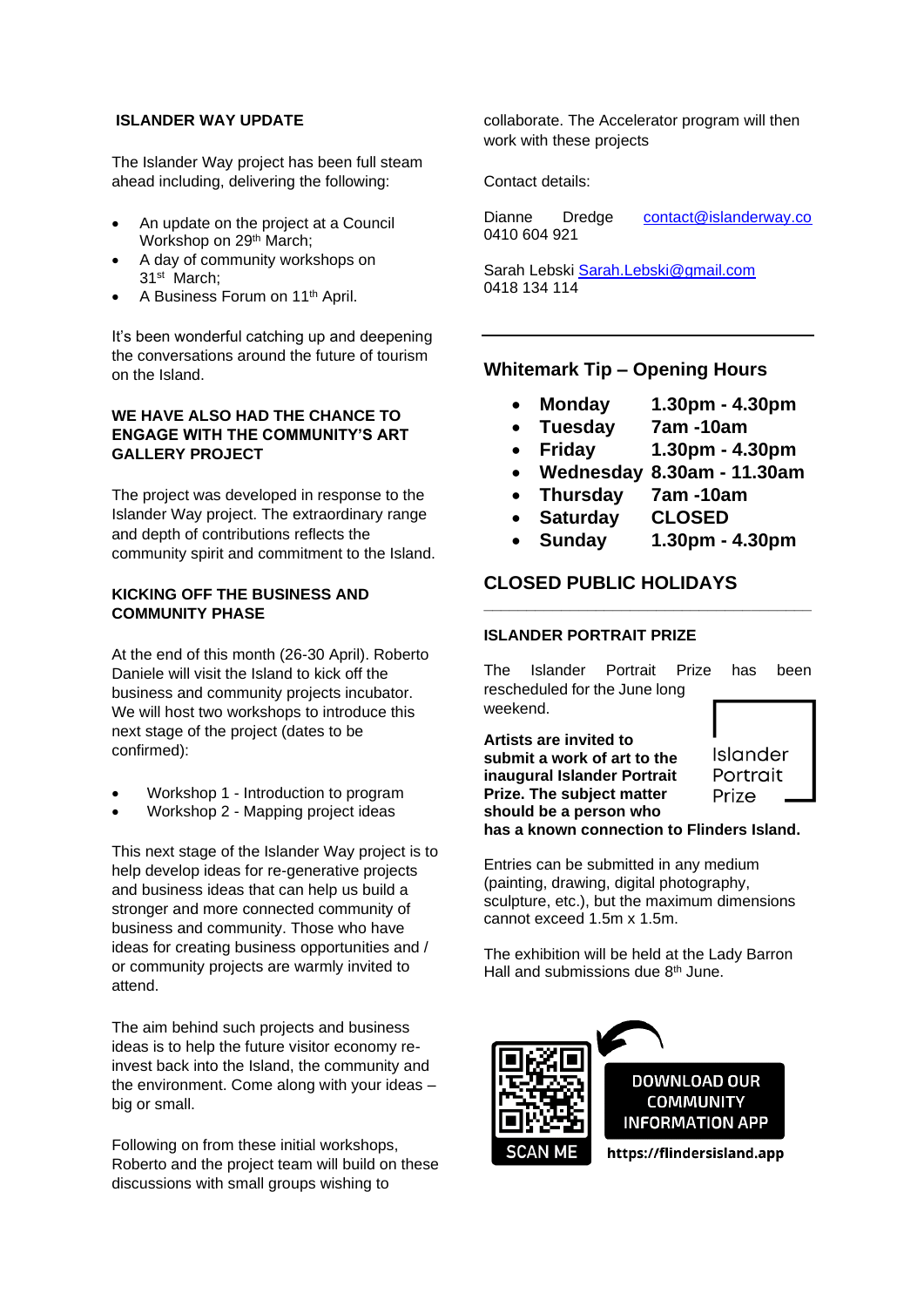**ISLANDER WAY UPDATE**

The Islander Way project has been full steam ahead including, delivering the following:

- An update on the project at a Council Workshop on 29th March;
- A day of community workshops on 31st March;
- A Business Forum on 11th April.

It's been wonderful catching up and deepening the conversations around the future of tourism on the Island.

**WE HAVE ALSO HAD THE CHANCE TO ENGAGE WITH THE COMMUNITY'S ART GALLERY PROJECT**

The project was developed in response to the Islander Way project. The extraordinary range and depth of contributions reflects the community spirit and commitment to the Island.

**KICKING OFF THE BUSINESS AND COMMUNITY PHASE**

At the end of this month (26-30 April). Roberto Daniele will visit the Island to kick off the business and community projects incubator. We will host two workshops to introduce this next stage of the project (dates to be confirmed):

- Workshop 1 - Introduction to program
- Workshop 2 - Mapping project ideas

This next stage of the Islander Way project is to help develop ideas for re-generative projects and business ideas that can help us build a stronger and more connected community of business and community. Those who have ideas for creating business opportunities and / or community projects are warmly invited to attend.

The aim behind such projects and business ideas is to help the future visitor economy re-invest back into the Island, the community and the environment. Come along with your ideas – big or small.

Following on from these initial workshops, Roberto and the project team will build on these discussions with small groups wishing to collaborate. The Accelerator program will then work with these projects

Contact details:

Dianne Dredge contact@islanderway.co 0410 604 921

Sarah Lebski Sarah.Lebski@gmail.com 0418 134 114

---

## Whitemark Tip – Opening Hours

- **Monday 1.30pm - 4.30pm**
- **Tuesday 7am -10am**
- **Friday 1.30pm - 4.30pm**
- **Wednesday 8.30am - 11.30am**
- **Thursday 7am -10am**
- **Saturday CLOSED**
- **Sunday 1.30pm - 4.30pm**

## CLOSED PUBLIC HOLIDAYS

---

**ISLANDER PORTRAIT PRIZE**

The Islander Portrait Prize has been rescheduled for the June long weekend.

Islander Portrait Prize

**Artists are invited to submit a work of art to the inaugural Islander Portrait Prize. The subject matter should be a person who has a known connection to Flinders Island.**

Entries can be submitted in any medium (painting, drawing, digital photography, sculpture, etc.), but the maximum dimensions cannot exceed 1.5m x 1.5m.

The exhibition will be held at the Lady Barron Hall and submissions due 8th June.

SCAN ME

DOWNLOAD OUR COMMUNITY INFORMATION APP

https://flindersisland.app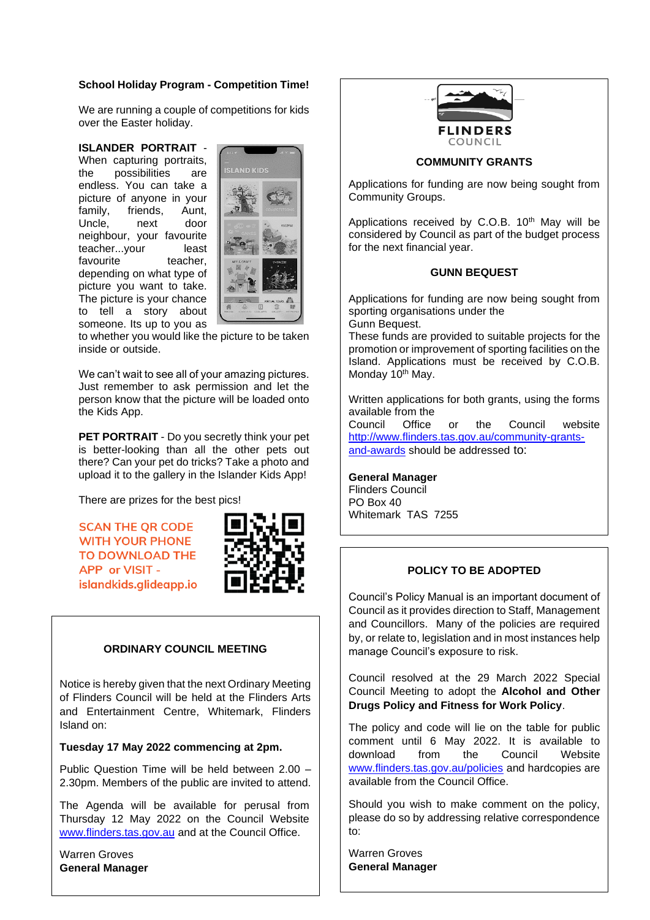**School Holiday Program - Competition Time!**

We are running a couple of competitions for kids over the Easter holiday.

**ISLANDER PORTRAIT** - When capturing portraits, the possibilities are endless. You can take a picture of anyone in your family, friends, Aunt, Uncle, next door neighbour, your favourite teacher...your least favourite teacher, depending on what type of picture you want to take. The picture is your chance to tell a story about someone. Its up to you as to whether you would like the picture to be taken inside or outside.

We can't wait to see all of your amazing pictures. Just remember to ask permission and let the person know that the picture will be loaded onto the Kids App.

**PET PORTRAIT** - Do you secretly think your pet is better-looking than all the other pets out there? Can your pet do tricks? Take a photo and upload it to the gallery in the Islander Kids App!

There are prizes for the best pics!

SCAN THE QR CODE WITH YOUR PHONE TO DOWNLOAD THE APP or VISIT - **islandkids.glideapp.io**

### ORDINARY COUNCIL MEETING

Notice is hereby given that the next Ordinary Meeting of Flinders Council will be held at the Flinders Arts and Entertainment Centre, Whitemark, Flinders Island on:

**Tuesday 17 May 2022 commencing at 2pm.**

Public Question Time will be held between 2.00 – 2.30pm. Members of the public are invited to attend.

The Agenda will be available for perusal from Thursday 12 May 2022 on the Council Website www.flinders.tas.gov.au and at the Council Office.

Warren Groves
**General Manager**

FLINDERS COUNCIL

### COMMUNITY GRANTS

Applications for funding are now being sought from Community Groups.

Applications received by C.O.B. 10th May will be considered by Council as part of the budget process for the next financial year.

### GUNN BEQUEST

Applications for funding are now being sought from sporting organisations under the Gunn Bequest.
These funds are provided to suitable projects for the promotion or improvement of sporting facilities on the Island. Applications must be received by C.O.B. Monday 10th May.

Written applications for both grants, using the forms available from the Council Office or the Council website http://www.flinders.tas.gov.au/community-grants-and-awards should be addressed to:

**General Manager**
Flinders Council
PO Box 40
Whitemark TAS 7255

### POLICY TO BE ADOPTED

Council's Policy Manual is an important document of Council as it provides direction to Staff, Management and Councillors. Many of the policies are required by, or relate to, legislation and in most instances help manage Council's exposure to risk.

Council resolved at the 29 March 2022 Special Council Meeting to adopt the **Alcohol and Other Drugs Policy and Fitness for Work Policy**.

The policy and code will lie on the table for public comment until 6 May 2022. It is available to download from the Council Website www.flinders.tas.gov.au/policies and hardcopies are available from the Council Office.

Should you wish to make comment on the policy, please do so by addressing relative correspondence to:

Warren Groves
**General Manager**